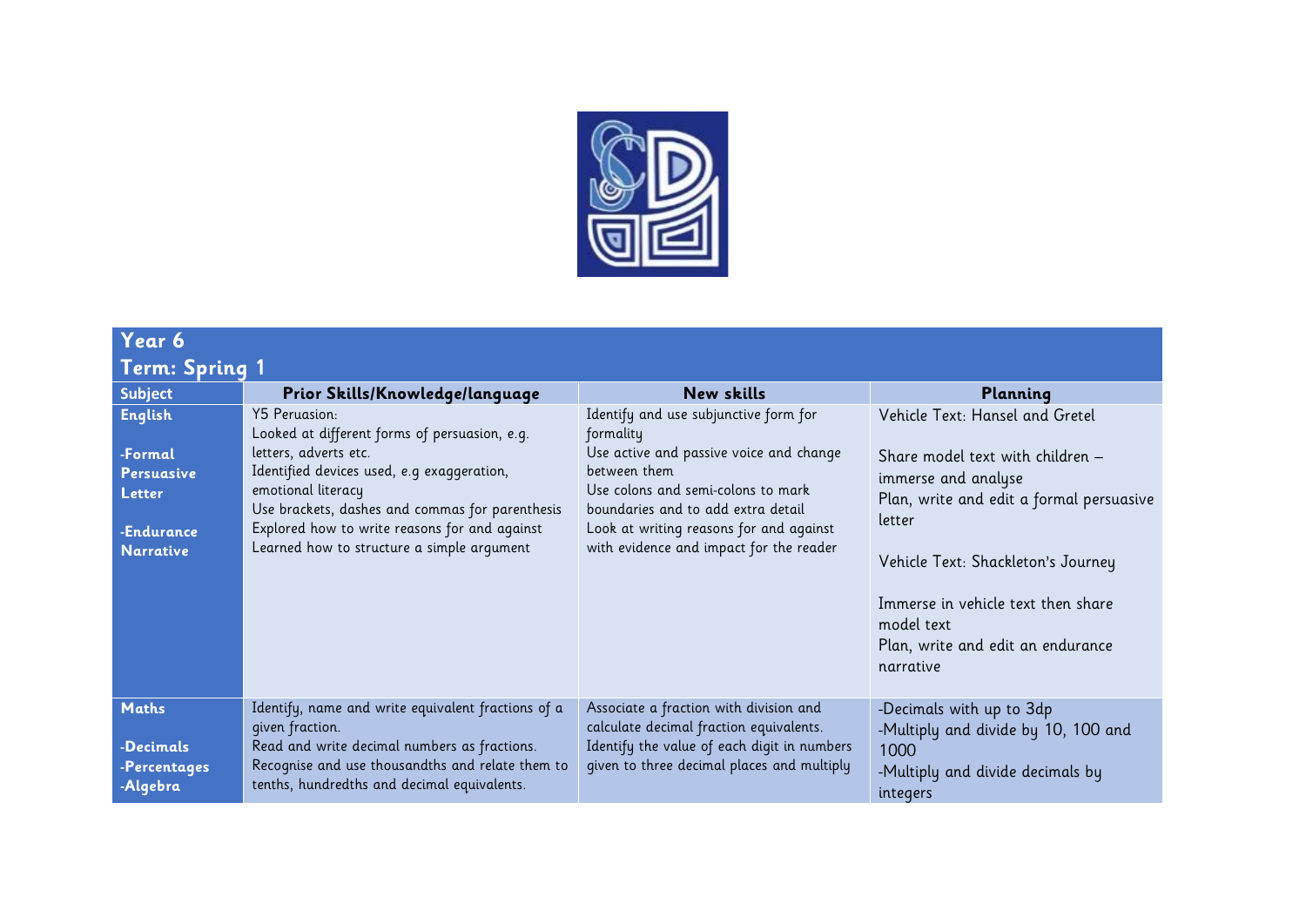## Year 6

## Term: Spring 1

| Subject | Prior Skills/Knowledge/language | New skills | Planning |
|---|---|---|---|
| **English**<br><br>**-Formal Persuasive Letter**<br><br>**-Endurance Narrative** | Y5 Peruasion:<br>Looked at different forms of persuasion, e.g. letters, adverts etc.<br>Identified devices used, e.g exaggeration, emotional literacy<br>Use brackets, dashes and commas for parenthesis<br>Explored how to write reasons for and against<br>Learned how to structure a simple argument | Identify and use subjunctive form for formality<br>Use active and passive voice and change between them<br>Use colons and semi-colons to mark boundaries and to add extra detail<br>Look at writing reasons for and against with evidence and impact for the reader | Vehicle Text: Hansel and Gretel<br><br>Share model text with children – immerse and analyse<br>Plan, write and edit a formal persuasive letter<br><br>Vehicle Text: Shackleton's Journey<br><br>Immerse in vehicle text then share model text<br>Plan, write and edit an endurance narrative |
| **Maths**<br><br>**-Decimals**<br>**-Percentages**<br>**-Algebra** | Identify, name and write equivalent fractions of a given fraction.<br>Read and write decimal numbers as fractions.<br>Recognise and use thousandths and relate them to tenths, hundredths and decimal equivalents. | Associate a fraction with division and calculate decimal fraction equivalents.<br>Identify the value of each digit in numbers given to three decimal places and multiply | -Decimals with up to 3dp<br>-Multiply and divide by 10, 100 and 1000<br>-Multiply and divide decimals by integers |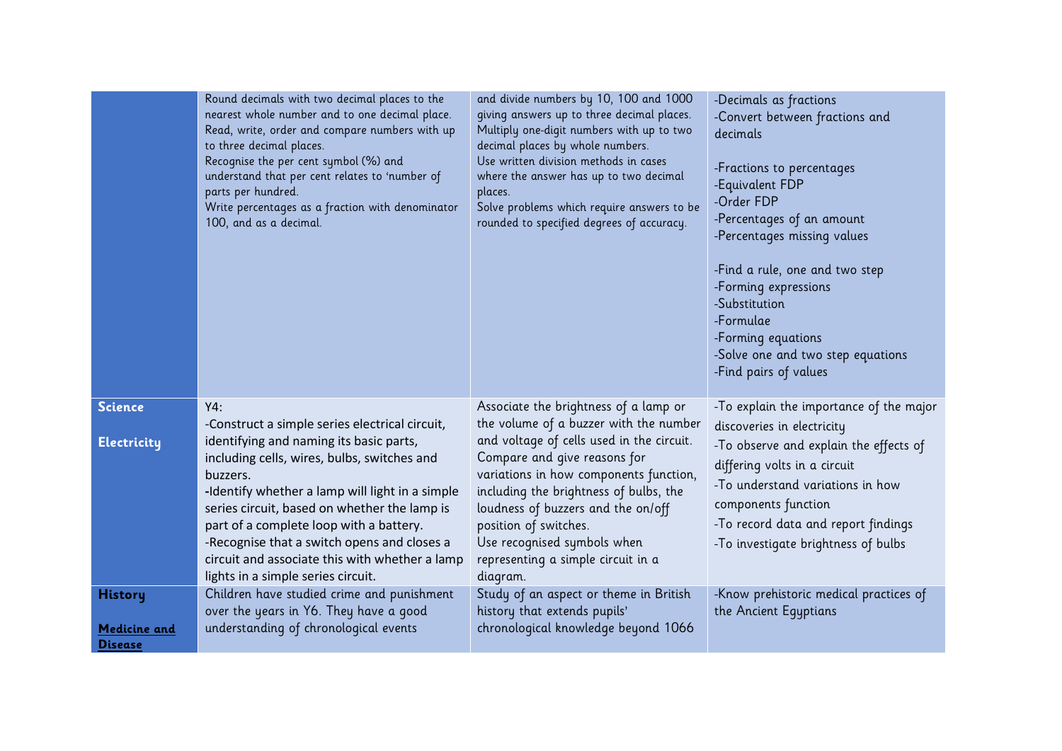|  |  |  |  |
|---|---|---|---|
|  | Round decimals with two decimal places to the nearest whole number and to one decimal place.<br>Read, write, order and compare numbers with up to three decimal places.<br>Recognise the per cent symbol (%) and understand that per cent relates to 'number of parts per hundred.<br>Write percentages as a fraction with denominator 100, and as a decimal. | and divide numbers by 10, 100 and 1000 giving answers up to three decimal places.<br>Multiply one-digit numbers with up to two decimal places by whole numbers.<br>Use written division methods in cases where the answer has up to two decimal places.<br>Solve problems which require answers to be rounded to specified degrees of accuracy. | -Decimals as fractions<br>-Convert between fractions and decimals<br><br>-Fractions to percentages<br>-Equivalent FDP<br>-Order FDP<br>-Percentages of an amount<br>-Percentages missing values<br><br>-Find a rule, one and two step<br>-Forming expressions<br>-Substitution<br>-Formulae<br>-Forming equations<br>-Solve one and two step equations<br>-Find pairs of values |
| **Science**<br><br>**Electricity** | Y4:<br>-Construct a simple series electrical circuit, identifying and naming its basic parts, including cells, wires, bulbs, switches and buzzers.<br>-Identify whether a lamp will light in a simple series circuit, based on whether the lamp is part of a complete loop with a battery.<br>-Recognise that a switch opens and closes a circuit and associate this with whether a lamp lights in a simple series circuit. | Associate the brightness of a lamp or the volume of a buzzer with the number and voltage of cells used in the circuit.<br>Compare and give reasons for variations in how components function, including the brightness of bulbs, the loudness of buzzers and the on/off position of switches.<br>Use recognised symbols when representing a simple circuit in a diagram. | -To explain the importance of the major discoveries in electricity<br>-To observe and explain the effects of differing volts in a circuit<br>-To understand variations in how components function<br>-To record data and report findings<br>-To investigate brightness of bulbs |
| **History**<br><br>**<u>Medicine and Disease</u>** | Children have studied crime and punishment over the years in Y6. They have a good understanding of chronological events | Study of an aspect or theme in British history that extends pupils' chronological knowledge beyond 1066 | -Know prehistoric medical practices of the Ancient Egyptians |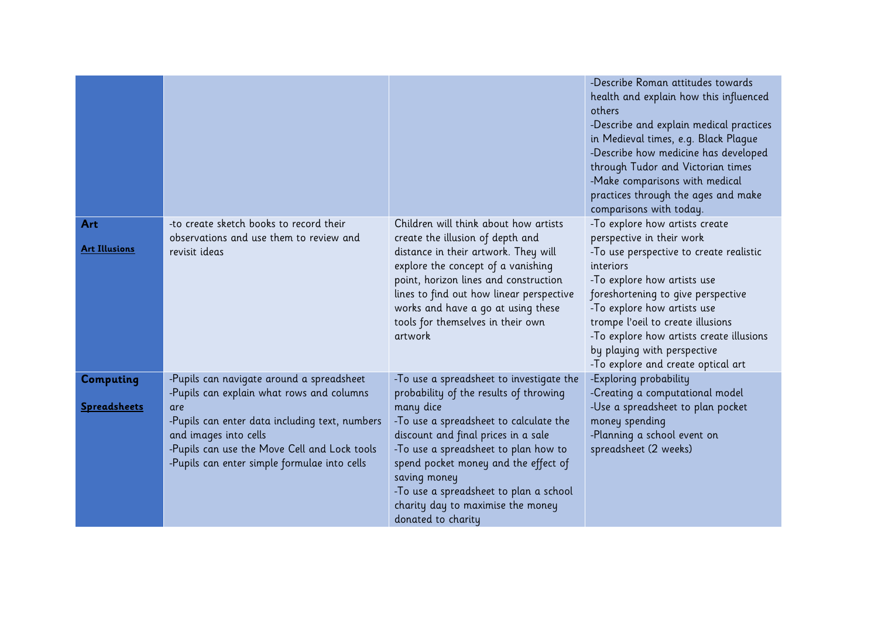| | | | |
|---|---|---|---|
| | | | -Describe Roman attitudes towards health and explain how this influenced others<br>-Describe and explain medical practices in Medieval times, e.g. Black Plague<br>-Describe how medicine has developed through Tudor and Victorian times<br>-Make comparisons with medical practices through the ages and make comparisons with today. |
| **Art**<br><br>**Art Illusions** | -to create sketch books to record their observations and use them to review and revisit ideas | Children will think about how artists create the illusion of depth and distance in their artwork. They will explore the concept of a vanishing point, horizon lines and construction lines to find out how linear perspective works and have a go at using these tools for themselves in their own artwork | -To explore how artists create perspective in their work<br>-To use perspective to create realistic interiors<br>-To explore how artists use foreshortening to give perspective<br>-To explore how artists use trompe l'oeil to create illusions<br>-To explore how artists create illusions by playing with perspective<br>-To explore and create optical art |
| **Computing**<br><br>**Spreadsheets** | -Pupils can navigate around a spreadsheet<br>-Pupils can explain what rows and columns are<br>-Pupils can enter data including text, numbers and images into cells<br>-Pupils can use the Move Cell and Lock tools<br>-Pupils can enter simple formulae into cells | -To use a spreadsheet to investigate the probability of the results of throwing many dice<br>-To use a spreadsheet to calculate the discount and final prices in a sale<br>-To use a spreadsheet to plan how to spend pocket money and the effect of saving money<br>-To use a spreadsheet to plan a school charity day to maximise the money donated to charity | -Exploring probability<br>-Creating a computational model<br>-Use a spreadsheet to plan pocket money spending<br>-Planning a school event on spreadsheet (2 weeks) |